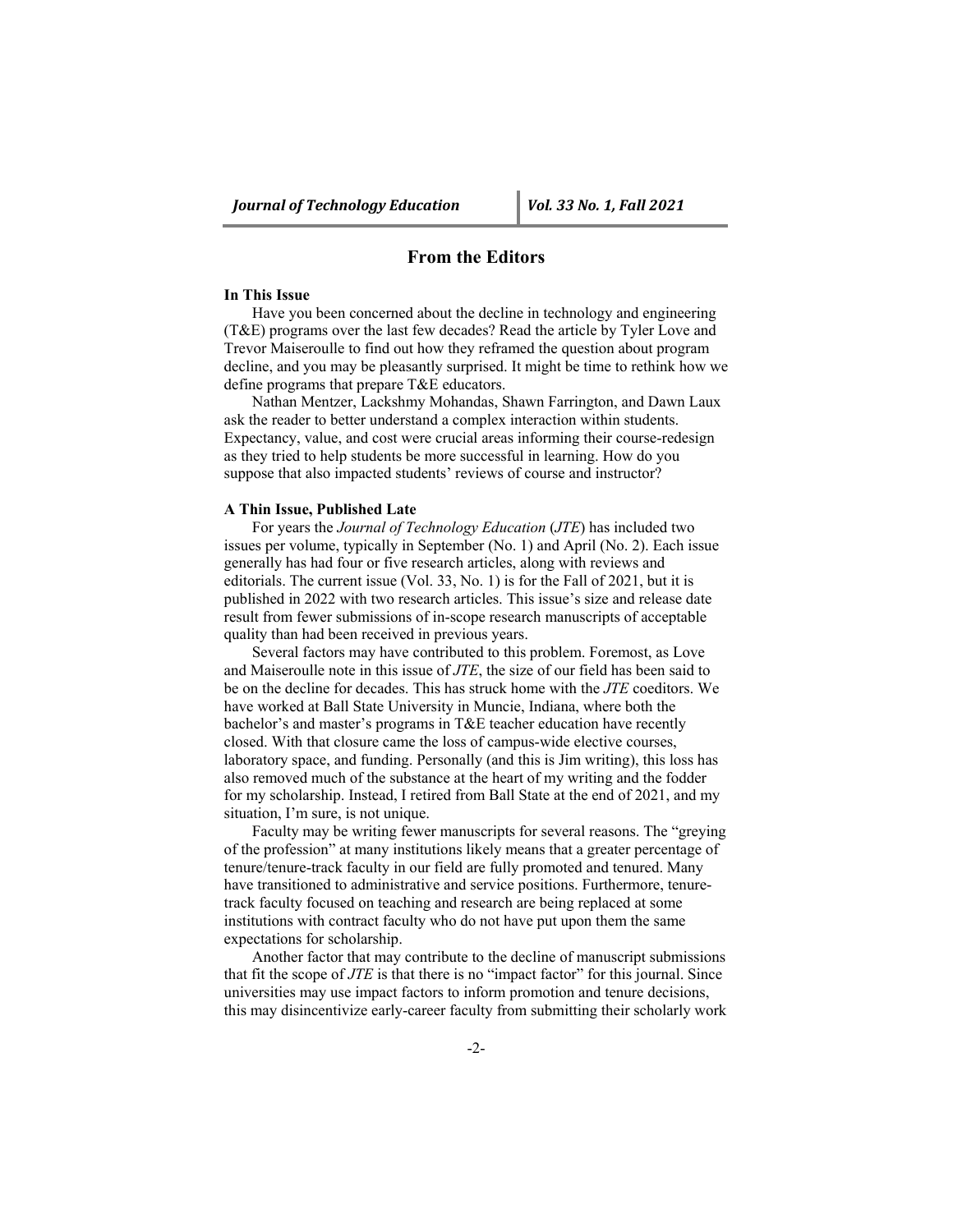# From the Editors

## In This Issue

Have you been concerned about the decline in technology and engineering (T&E) programs over the last few decades? Read the article by Tyler Love and Trevor Maiseroulle to find out how they reframed the question about program decline, and you may be pleasantly surprised. It might be time to rethink how we define programs that prepare T&E educators.

Nathan Mentzer, Lackshmy Mohandas, Shawn Farrington, and Dawn Laux ask the reader to better understand a complex interaction within students. Expectancy, value, and cost were crucial areas informing their course-redesign as they tried to help students be more successful in learning. How do you suppose that also impacted students' reviews of course and instructor?

## A Thin Issue, Published Late

For years the *Journal of Technology Education* (*JTE*) has included two issues per volume, typically in September (No. 1) and April (No. 2). Each issue generally has had four or five research articles, along with reviews and editorials. The current issue (Vol. 33, No. 1) is for the Fall of 2021, but it is published in 2022 with two research articles. This issue's size and release date result from fewer submissions of in-scope research manuscripts of acceptable quality than had been received in previous years.

Several factors may have contributed to this problem. Foremost, as Love and Maiseroulle note in this issue of *JTE*, the size of our field has been said to be on the decline for decades. This has struck home with the *JTE* coeditors. We have worked at Ball State University in Muncie, Indiana, where both the bachelor's and master's programs in T&E teacher education have recently closed. With that closure came the loss of campus-wide elective courses, laboratory space, and funding. Personally (and this is Jim writing), this loss has also removed much of the substance at the heart of my writing and the fodder for my scholarship. Instead, I retired from Ball State at the end of 2021, and my situation, I'm sure, is not unique.

Faculty may be writing fewer manuscripts for several reasons. The "greying of the profession" at many institutions likely means that a greater percentage of tenure/tenure-track faculty in our field are fully promoted and tenured. Many have transitioned to administrative and service positions. Furthermore, tenure-track faculty focused on teaching and research are being replaced at some institutions with contract faculty who do not have put upon them the same expectations for scholarship.

Another factor that may contribute to the decline of manuscript submissions that fit the scope of *JTE* is that there is no "impact factor" for this journal. Since universities may use impact factors to inform promotion and tenure decisions, this may disincentivize early-career faculty from submitting their scholarly work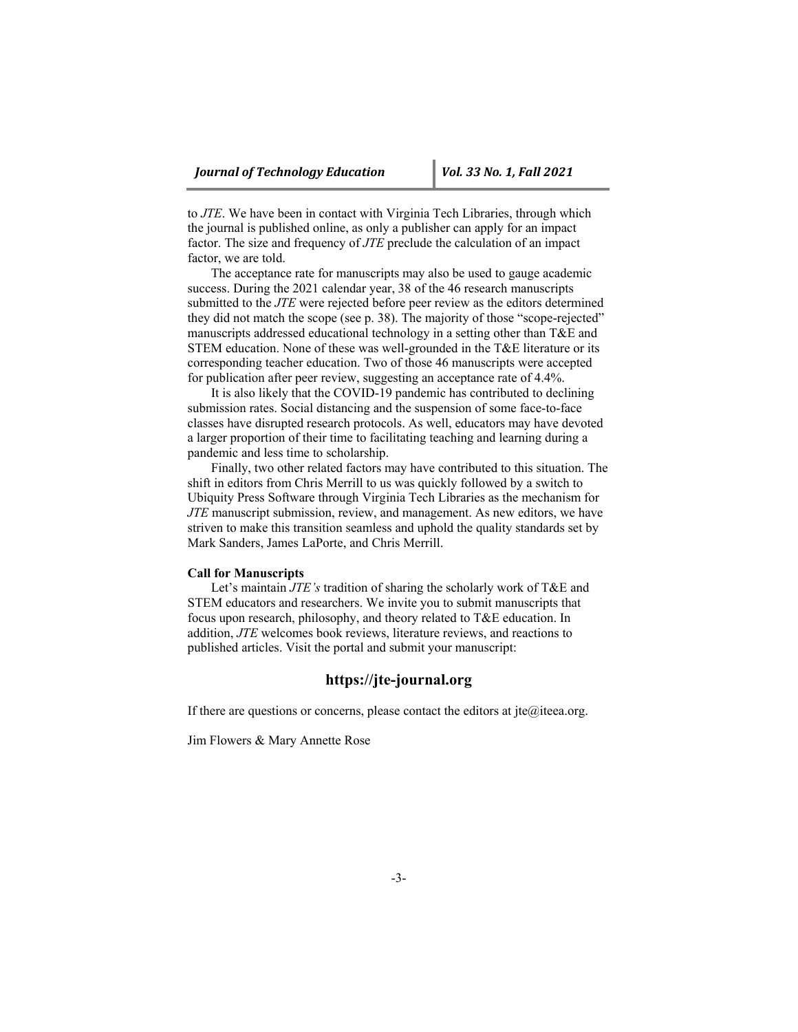to *JTE*. We have been in contact with Virginia Tech Libraries, through which the journal is published online, as only a publisher can apply for an impact factor. The size and frequency of *JTE* preclude the calculation of an impact factor, we are told.

The acceptance rate for manuscripts may also be used to gauge academic success. During the 2021 calendar year, 38 of the 46 research manuscripts submitted to the *JTE* were rejected before peer review as the editors determined they did not match the scope (see p. 38). The majority of those "scope-rejected" manuscripts addressed educational technology in a setting other than T&E and STEM education. None of these was well-grounded in the T&E literature or its corresponding teacher education. Two of those 46 manuscripts were accepted for publication after peer review, suggesting an acceptance rate of 4.4%.

It is also likely that the COVID-19 pandemic has contributed to declining submission rates. Social distancing and the suspension of some face-to-face classes have disrupted research protocols. As well, educators may have devoted a larger proportion of their time to facilitating teaching and learning during a pandemic and less time to scholarship.

Finally, two other related factors may have contributed to this situation. The shift in editors from Chris Merrill to us was quickly followed by a switch to Ubiquity Press Software through Virginia Tech Libraries as the mechanism for *JTE* manuscript submission, review, and management. As new editors, we have striven to make this transition seamless and uphold the quality standards set by Mark Sanders, James LaPorte, and Chris Merrill.

**Call for Manuscripts**

Let's maintain *JTE's* tradition of sharing the scholarly work of T&E and STEM educators and researchers. We invite you to submit manuscripts that focus upon research, philosophy, and theory related to T&E education. In addition, *JTE* welcomes book reviews, literature reviews, and reactions to published articles. Visit the portal and submit your manuscript:

**https://jte-journal.org**

If there are questions or concerns, please contact the editors at jte@iteea.org.

Jim Flowers & Mary Annette Rose